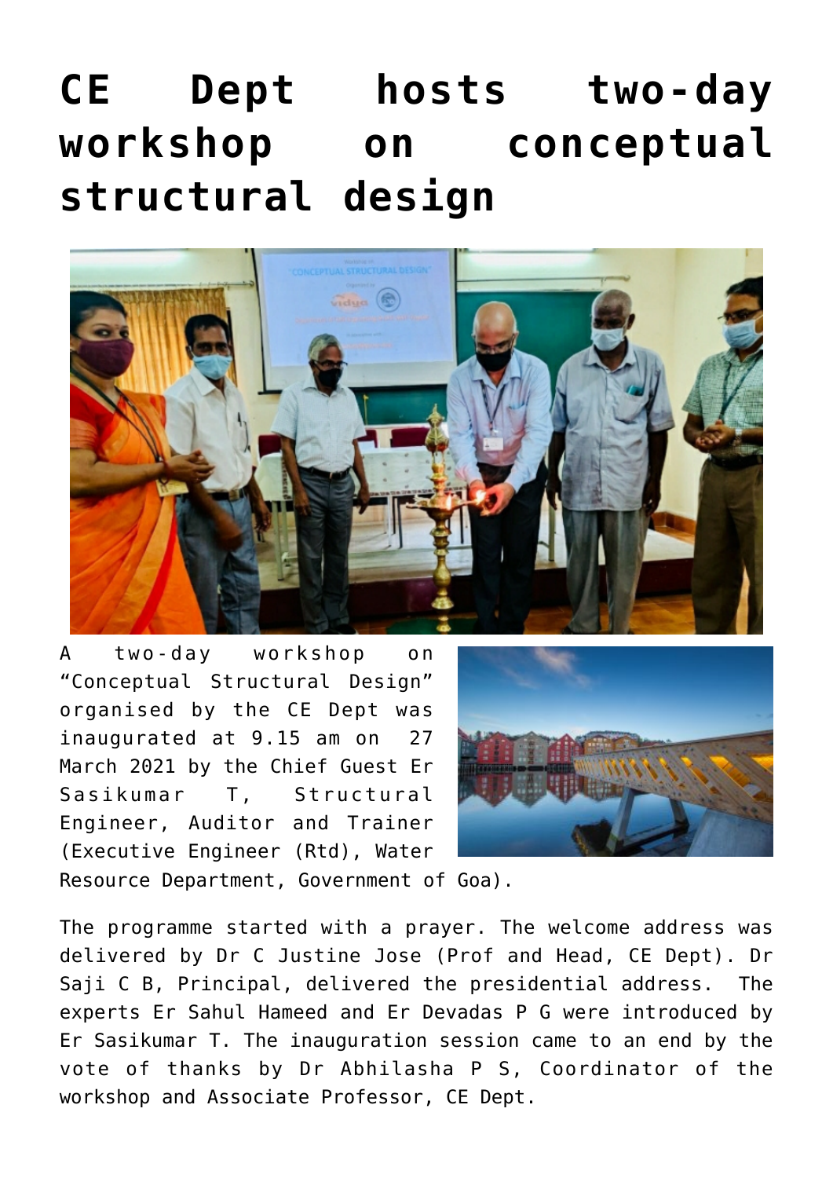# CE Dept hosts two-day workshop on conceptual structural design

A two-day workshop on "Conceptual Structural Design" organised by the CE Dept was inaugurated at 9.15 am on 27 March 2021 by the Chief Guest Er Sasikumar T, Structural Engineer, Auditor and Trainer (Executive Engineer (Rtd), Water Resource Department, Government of Goa).

The programme started with a prayer. The welcome address was delivered by Dr C Justine Jose (Prof and Head, CE Dept). Dr Saji C B, Principal, delivered the presidential address. The experts Er Sahul Hameed and Er Devadas P G were introduced by Er Sasikumar T. The inauguration session came to an end by the vote of thanks by Dr Abhilasha P S, Coordinator of the workshop and Associate Professor, CE Dept.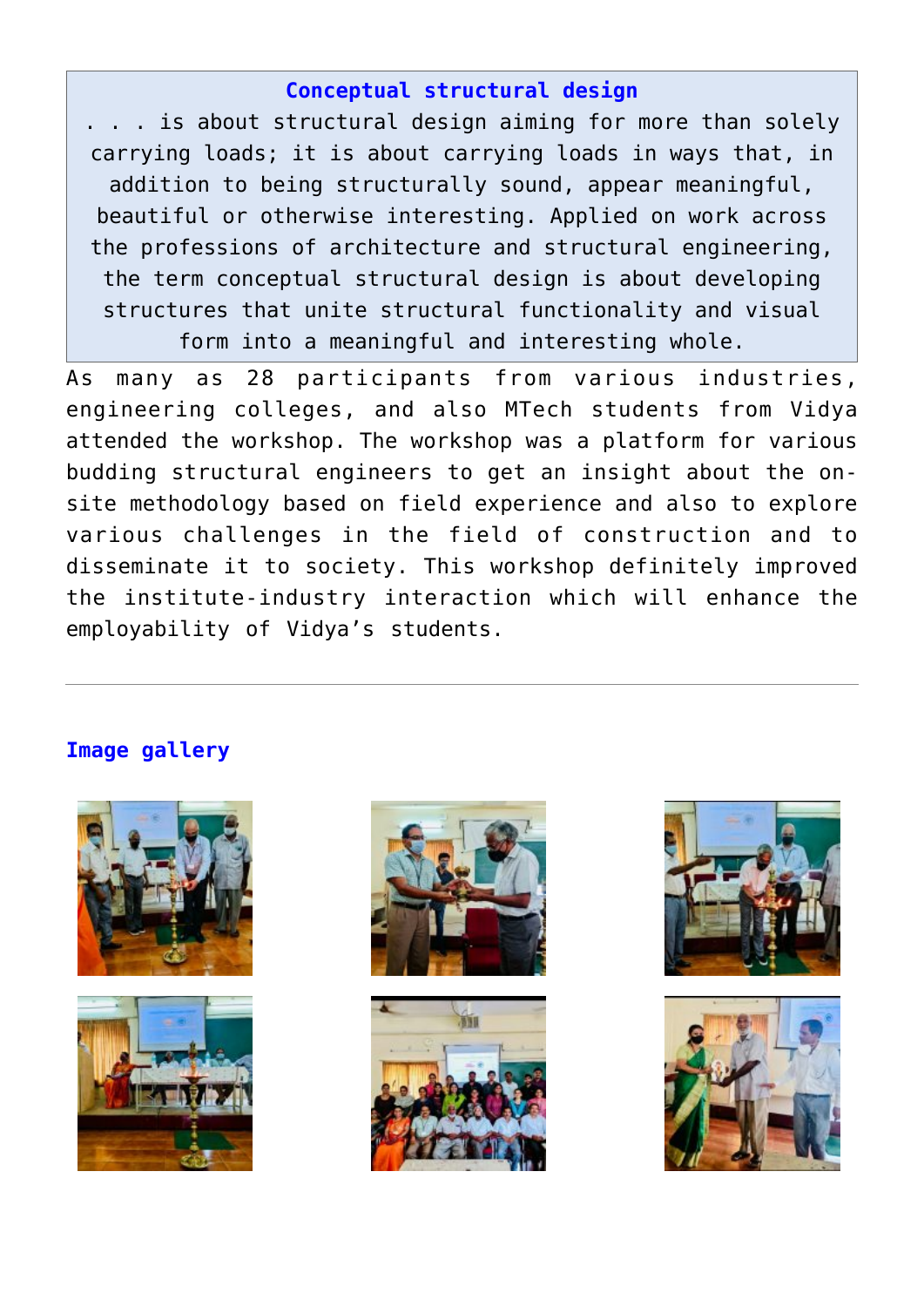**Conceptual structural design**

. . . is about structural design aiming for more than solely carrying loads; it is about carrying loads in ways that, in addition to being structurally sound, appear meaningful, beautiful or otherwise interesting. Applied on work across the professions of architecture and structural engineering, the term conceptual structural design is about developing structures that unite structural functionality and visual form into a meaningful and interesting whole.

As many as 28 participants from various industries, engineering colleges, and also MTech students from Vidya attended the workshop. The workshop was a platform for various budding structural engineers to get an insight about the on-site methodology based on field experience and also to explore various challenges in the field of construction and to disseminate it to society. This workshop definitely improved the institute-industry interaction which will enhance the employability of Vidya's students.

---

## Image gallery